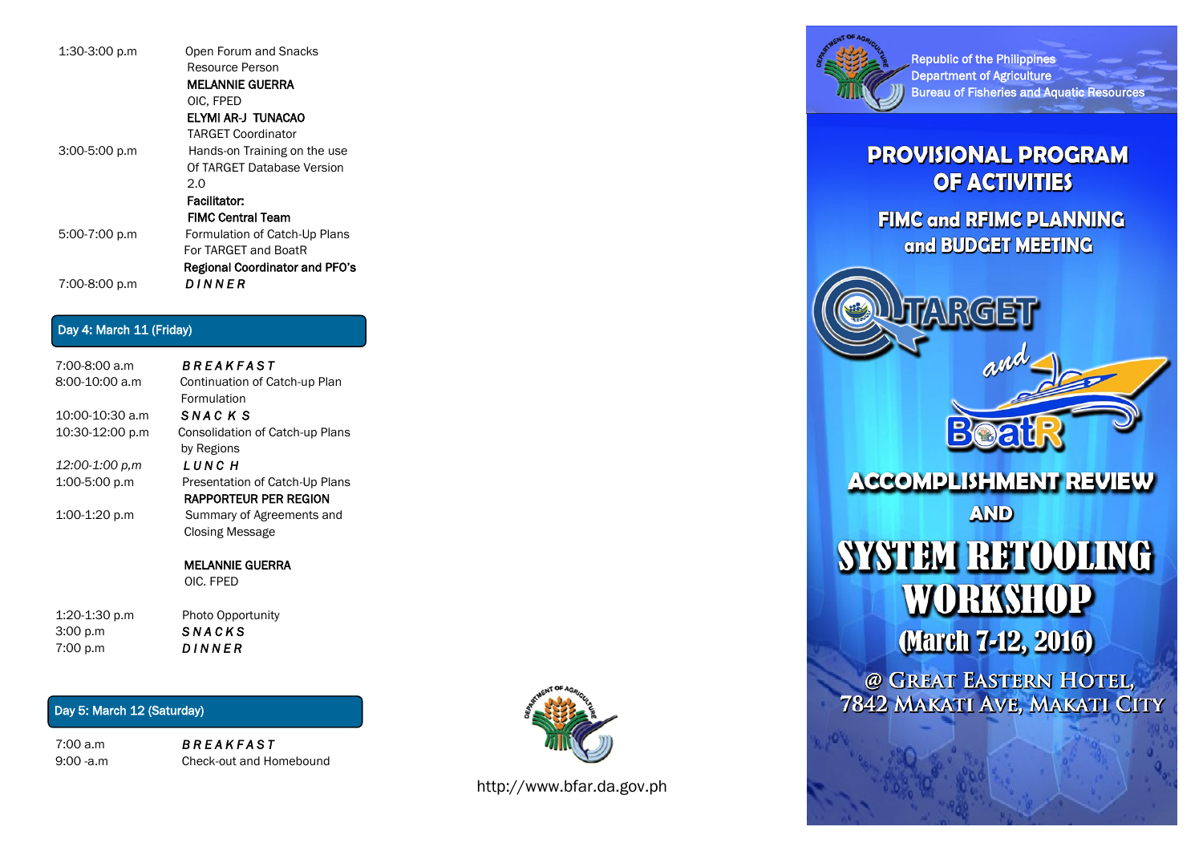| | |
|---|---|
| 1:30-3:00 p.m | Open Forum and Snacks<br>Resource Person<br>**MELANNIE GUERRA**<br>OIC, FPED<br>**ELYMI AR-J TUNACAO**<br>TARGET Coordinator |
| 3:00-5:00 p.m | Hands-on Training on the use Of TARGET Database Version 2.0<br>**Facilitator:**<br>**FIMC Central Team** |
| 5:00-7:00 p.m | Formulation of Catch-Up Plans For TARGET and BoatR<br>**Regional Coordinator and PFO's** |
| 7:00-8:00 p.m | ***D I N N E R*** |

## Day 4: March 11 (Friday)

| | |
|---|---|
| 7:00-8:00 a.m | ***B R E A K F A S T*** |
| 8:00-10:00 a.m | Continuation of Catch-up Plan Formulation |
| 10:00-10:30 a.m | ***S N A C K S*** |
| 10:30-12:00 p.m | Consolidation of Catch-up Plans by Regions |
| *12:00-1:00 p,m* | ***L U N C H*** |
| 1:00-5:00 p.m | Presentation of Catch-Up Plans<br>**RAPPORTEUR PER REGION** |
| 1:00-1:20 p.m | Summary of Agreements and Closing Message<br><br>**MELANNIE GUERRA**<br>OIC. FPED |
| 1:20-1:30 p.m | Photo Opportunity |
| 3:00 p.m | ***S N A C K S*** |
| 7:00 p.m | ***D I N N E R*** |

## Day 5: March 12 (Saturday)

| | |
|---|---|
| 7:00 a.m | ***B R E A K F A S T*** |
| 9:00 -a.m | Check-out and Homebound |

http://www.bfar.da.gov.ph

Republic of the Philippines
Department of Agriculture
Bureau of Fisheries and Aquatic Resources

# PROVISIONAL PROGRAM OF ACTIVITIES

## FIMC and RFIMC PLANNING and BUDGET MEETING

TARGET and BoatR

## ACCOMPLISHMENT REVIEW AND SYSTEM RETOOLING WORKSHOP

**(March 7-12, 2016)**

@ Great Eastern Hotel, 7842 Makati Ave, Makati City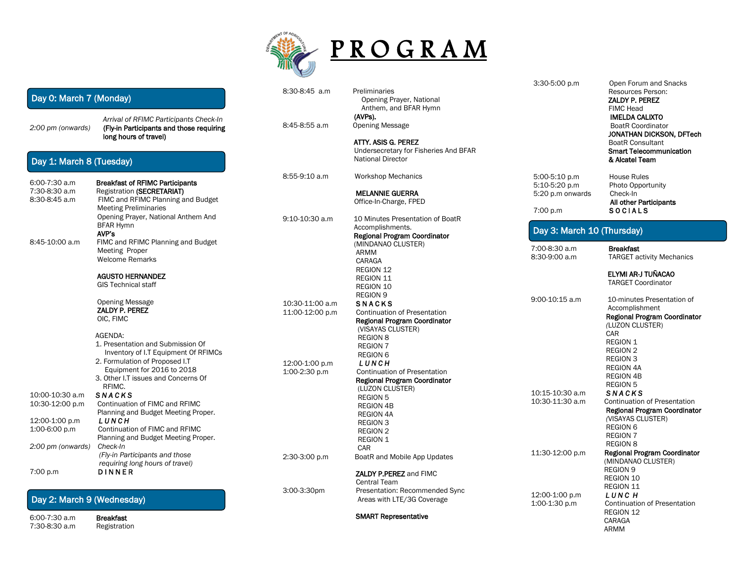# PROGRAM

## Day 0: March 7 (Monday)

2:00 pm (onwards) — *Arrival of RFIMC Participants Check-In* **(Fly-in Participants and those requiring long hours of travel)**

## Day 1: March 8 (Tuesday)

6:00-7:30 a.m — **Breakfast of RFIMC Participants**
7:30-8:30 a.m — Registration **(SECRETARIAT)**
8:30-8:45 a.m — FIMC and RFIMC Planning and Budget Meeting Preliminaries
Opening Prayer, National Anthem And BFAR Hymn
**AVP's**
8:45-10:00 a.m — FIMC and RFIMC Planning and Budget Meeting Proper
Welcome Remarks

**AGUSTO HERNANDEZ**
GIS Technical staff

Opening Message
**ZALDY P. PEREZ**
OIC, FIMC

AGENDA:

1. Presentation and Submission Of Inventory of I.T Equipment Of RFIMCs
2. Formulation of Proposed I.T Equipment for 2016 to 2018
3. Other I.T issues and Concerns Of RFIMC.

10:00-10:30 a.m — ***S N A C K S***
10:30-12:00 p.m — Continuation of FIMC and RFIMC Planning and Budget Meeting Proper.
12:00-1:00 p.m — ***L U N C H***
1:00-6:00 p.m — Continuation of FIMC and RFIMC Planning and Budget Meeting Proper.
*2:00 pm (onwards)* — *Check-In (Fly-in Participants and those requiring long hours of travel)*
7:00 p.m — **D I N N E R**

## Day 2: March 9 (Wednesday)

6:00-7:30 a.m — **Breakfast**
7:30-8:30 a.m — Registration
8:30-8:45 a.m — Preliminaries
Opening Prayer, National Anthem, and BFAR Hymn
**(AVPs).**
8:45-8:55 a.m — Opening Message

**ATTY. ASIS G. PEREZ**
Undersecretary for Fisheries And BFAR National Director

8:55-9:10 a.m — Workshop Mechanics

**MELANNIE GUERRA**
Office-In-Charge, FPED

9:10-10:30 a.m — 10 Minutes Presentation of BoatR Accomplishments.
**Regional Program Coordinator**
(MINDANAO CLUSTER)
ARMM
CARAGA
REGION 12
REGION 11
REGION 10
REGION 9
10:30-11:00 a.m — **S N A C K S**
11:00-12:00 p.m — Continuation of Presentation
**Regional Program Coordinator**
(VISAYAS CLUSTER)
REGION 8
REGION 7
REGION 6
12:00-1:00 p.m — ***L U N C H***
1:00-2:30 p.m — Continuation of Presentation
**Regional Program Coordinator**
(LUZON CLUSTER)
REGION 5
REGION 4B
REGION 4A
REGION 3
REGION 2
REGION 1
CAR
2:30-3:00 p.m — BoatR and Mobile App Updates

**ZALDY P.PEREZ** and FIMC Central Team
3:00-3:30pm — Presentation: Recommended Sync Areas with LTE/3G Coverage

**SMART Representative**

3:30-5:00 p.m — Open Forum and Snacks
Resources Person:
**ZALDY P. PEREZ**
FIMC Head
**IMELDA CALIXTO**
BoatR Coordinator
**JONATHAN DICKSON, DFTech**
BoatR Consultant
**Smart Telecommunication & Alcatel Team**

5:00-5:10 p.m — House Rules
5:10-5:20 p.m — Photo Opportunity
5:20 p.m onwards — Check-In
**All other Participants**
7:00 p.m — **S O C I A L S**

## Day 3: March 10 (Thursday)

7:00-8:30 a.m — **Breakfast**
8:30-9:00 a.m — TARGET activity Mechanics

**ELYMI AR-J TUÑACAO**
TARGET Coordinator

9:00-10:15 a.m — 10-minutes Presentation of Accomplishment
**Regional Program Coordinator**
(LUZON CLUSTER)
CAR
REGION 1
REGION 2
REGION 3
REGION 4A
REGION 4B
REGION 5
10:15-10:30 a.m — ***S N A C K S***
10:30-11:30 a.m — Continuation of Presentation
**Regional Program Coordinator**
(VISAYAS CLUSTER)
REGION 6
REGION 7
REGION 8
11:30-12:00 p.m — **Regional Program Coordinator**
(MINDANAO CLUSTER)
REGION 9
REGION 10
REGION 11
12:00-1:00 p.m — ***L U N C H***
1:00-1:30 p.m — Continuation of Presentation
REGION 12
CARAGA
ARMM